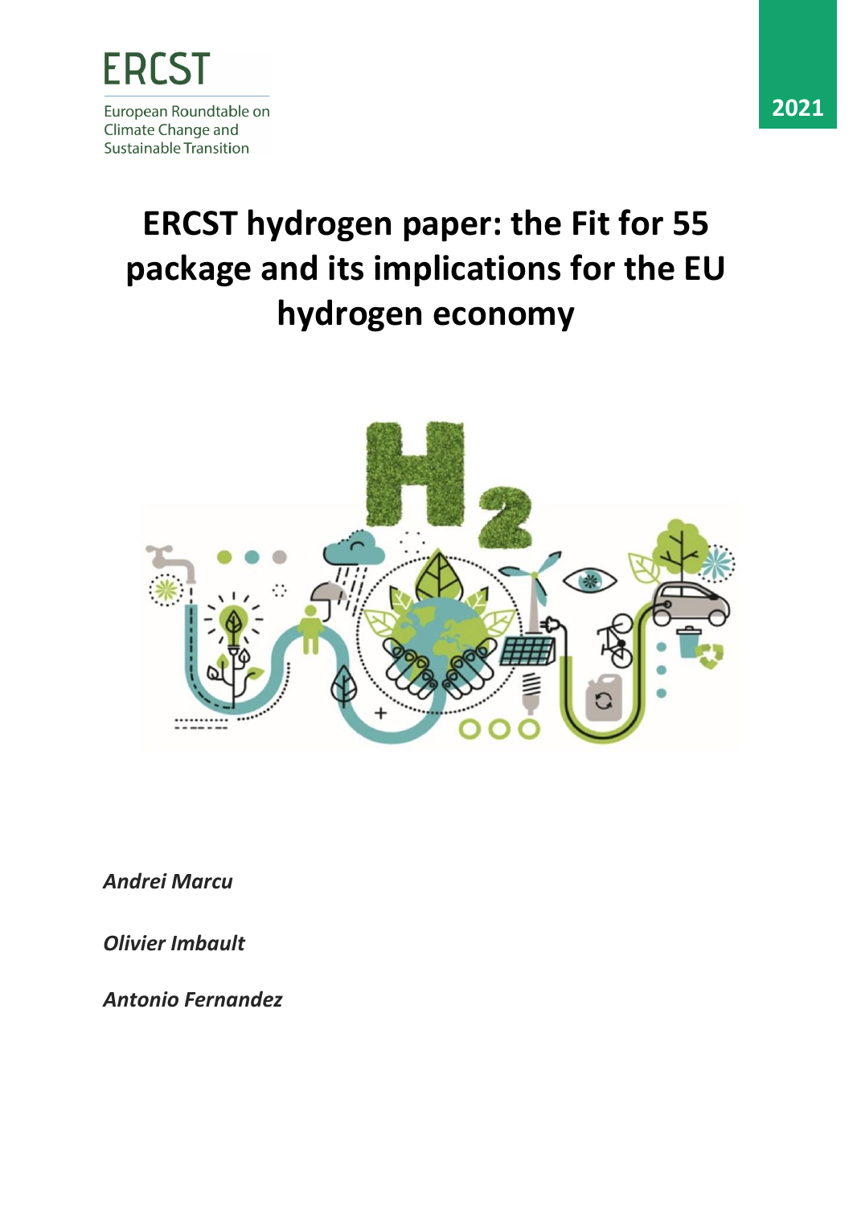ERCST

European Roundtable on Climate Change and Sustainable Transition

2021

# ERCST hydrogen paper: the Fit for 55 package and its implications for the EU hydrogen economy

***Andrei Marcu***

***Olivier Imbault***

***Antonio Fernandez***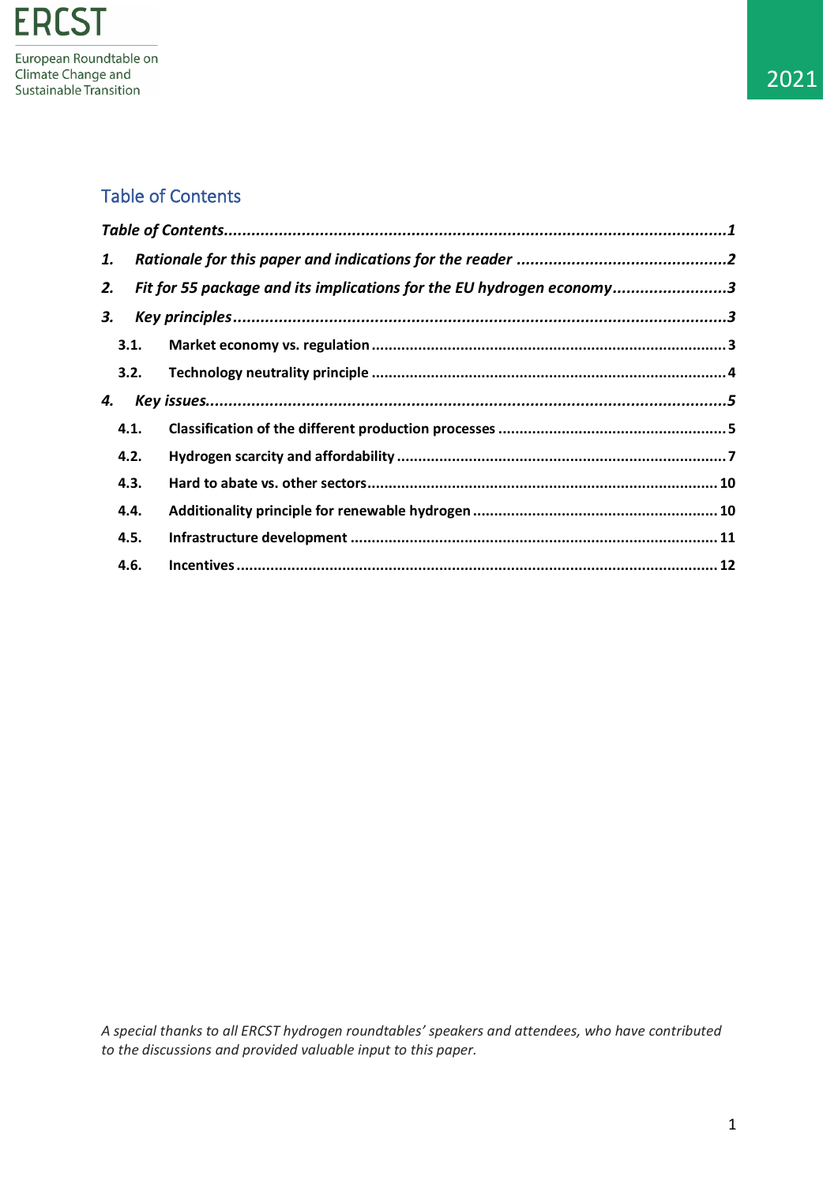## Table of Contents

*Table of Contents* ........ *1*

1. *Rationale for this paper and indications for the reader* ........ *2*
2. *Fit for 55 package and its implications for the EU hydrogen economy* ........ *3*
3. *Key principles* ........ *3*
   - **3.1. Market economy vs. regulation** ........ **3**
   - **3.2. Technology neutrality principle** ........ **4**
4. *Key issues* ........ *5*
   - **4.1. Classification of the different production processes** ........ **5**
   - **4.2. Hydrogen scarcity and affordability** ........ **7**
   - **4.3. Hard to abate vs. other sectors** ........ **10**
   - **4.4. Additionality principle for renewable hydrogen** ........ **10**
   - **4.5. Infrastructure development** ........ **11**
   - **4.6. Incentives** ........ **12**

*A special thanks to all ERCST hydrogen roundtables' speakers and attendees, who have contributed to the discussions and provided valuable input to this paper.*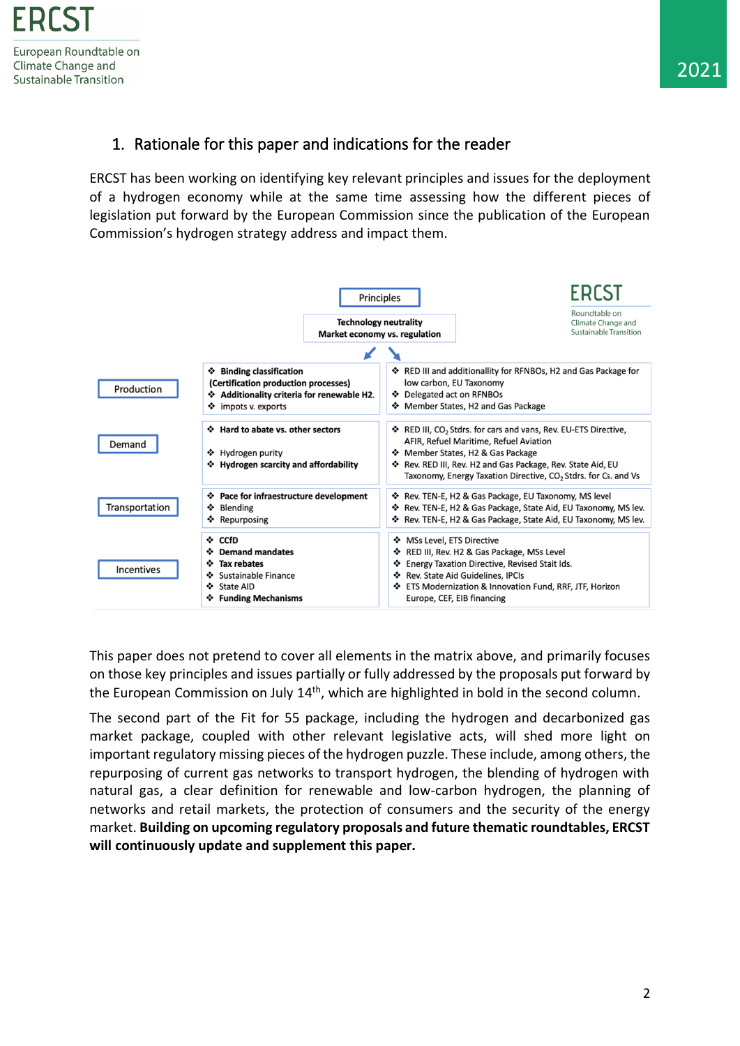## 1. Rationale for this paper and indications for the reader

ERCST has been working on identifying key relevant principles and issues for the deployment of a hydrogen economy while at the same time assessing how the different pieces of legislation put forward by the European Commission since the publication of the European Commission's hydrogen strategy address and impact them.

**Principles**

**Technology neutrality**
**Market economy vs. regulation**

| | | |
|---|---|---|
| Production | ❖ **Binding classification (Certification production processes)**<br>❖ **Additionality criteria for renewable H2.**<br>❖ impots v. exports | ❖ RED III and additionallity for RFNBOs, H2 and Gas Package for low carbon, EU Taxonomy<br>❖ Delegated act on RFNBOs<br>❖ Member States, H2 and Gas Package |
| Demand | ❖ **Hard to abate vs. other sectors**<br>❖ Hydrogen purity<br>❖ **Hydrogen scarcity and affordability** | ❖ RED III, $CO_2$ Stdrs. for cars and vans, Rev. EU-ETS Directive, AFIR, Refuel Maritime, Refuel Aviation<br>❖ Member States, H2 & Gas Package<br>❖ Rev. RED III, Rev. H2 and Gas Package, Rev. State Aid, EU Taxonomy, Energy Taxation Directive, $CO_2$ Stdrs. for Cs. and Vs |
| Transportation | ❖ **Pace for infraestructure development**<br>❖ Blending<br>❖ Repurposing | ❖ Rev. TEN-E, H2 & Gas Package, EU Taxonomy, MS level<br>❖ Rev. TEN-E, H2 & Gas Package, State Aid, EU Taxonomy, MS lev.<br>❖ Rev. TEN-E, H2 & Gas Package, State Aid, EU Taxonomy, MS lev. |
| Incentives | ❖ **CCfD**<br>❖ **Demand mandates**<br>❖ **Tax rebates**<br>❖ Sustainable Finance<br>❖ State AID<br>❖ **Funding Mechanisms** | ❖ MSs Level, ETS Directive<br>❖ RED III, Rev. H2 & Gas Package, MSs Level<br>❖ Energy Taxation Directive, Revised Stait Ids.<br>❖ Rev. State Aid Guidelines, IPCIs<br>❖ ETS Modernization & Innovation Fund, RRF, JTF, Horizon Europe, CEF, EIB financing |

This paper does not pretend to cover all elements in the matrix above, and primarily focuses on those key principles and issues partially or fully addressed by the proposals put forward by the European Commission on July 14th, which are highlighted in bold in the second column.

The second part of the Fit for 55 package, including the hydrogen and decarbonized gas market package, coupled with other relevant legislative acts, will shed more light on important regulatory missing pieces of the hydrogen puzzle. These include, among others, the repurposing of current gas networks to transport hydrogen, the blending of hydrogen with natural gas, a clear definition for renewable and low-carbon hydrogen, the planning of networks and retail markets, the protection of consumers and the security of the energy market. **Building on upcoming regulatory proposals and future thematic roundtables, ERCST will continuously update and supplement this paper.**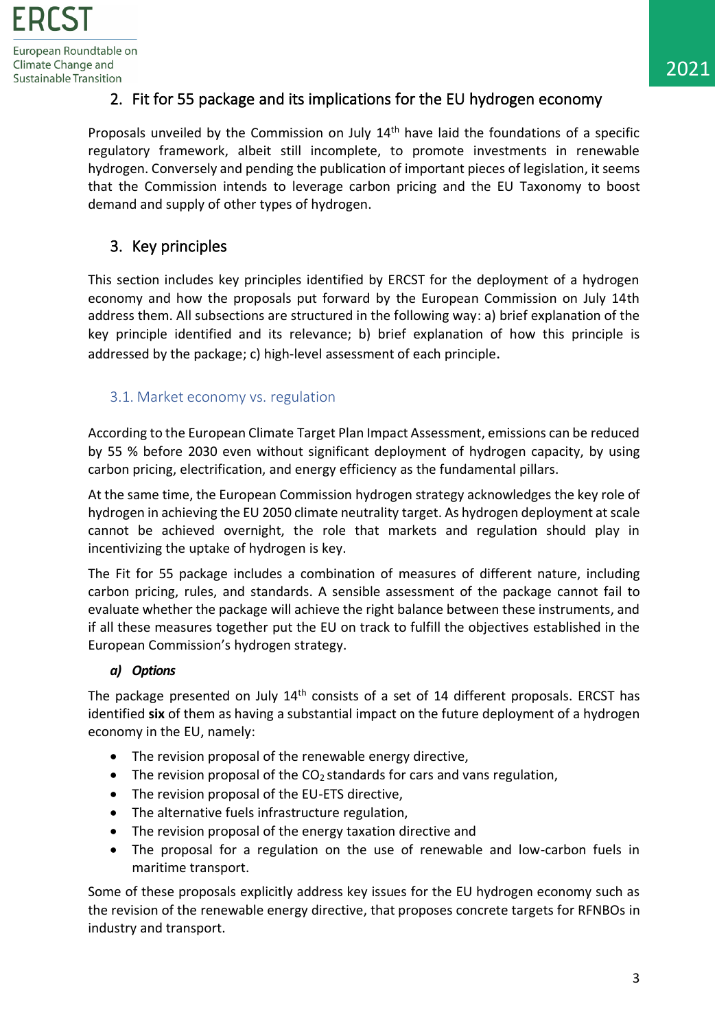## 2. Fit for 55 package and its implications for the EU hydrogen economy

Proposals unveiled by the Commission on July 14th have laid the foundations of a specific regulatory framework, albeit still incomplete, to promote investments in renewable hydrogen. Conversely and pending the publication of important pieces of legislation, it seems that the Commission intends to leverage carbon pricing and the EU Taxonomy to boost demand and supply of other types of hydrogen.

## 3. Key principles

This section includes key principles identified by ERCST for the deployment of a hydrogen economy and how the proposals put forward by the European Commission on July 14th address them. All subsections are structured in the following way: a) brief explanation of the key principle identified and its relevance; b) brief explanation of how this principle is addressed by the package; c) high-level assessment of each principle.

### 3.1. Market economy vs. regulation

According to the European Climate Target Plan Impact Assessment, emissions can be reduced by 55 % before 2030 even without significant deployment of hydrogen capacity, by using carbon pricing, electrification, and energy efficiency as the fundamental pillars.

At the same time, the European Commission hydrogen strategy acknowledges the key role of hydrogen in achieving the EU 2050 climate neutrality target. As hydrogen deployment at scale cannot be achieved overnight, the role that markets and regulation should play in incentivizing the uptake of hydrogen is key.

The Fit for 55 package includes a combination of measures of different nature, including carbon pricing, rules, and standards. A sensible assessment of the package cannot fail to evaluate whether the package will achieve the right balance between these instruments, and if all these measures together put the EU on track to fulfill the objectives established in the European Commission's hydrogen strategy.

#### *a) Options*

The package presented on July 14th consists of a set of 14 different proposals. ERCST has identified **six** of them as having a substantial impact on the future deployment of a hydrogen economy in the EU, namely:

- The revision proposal of the renewable energy directive,
- The revision proposal of the $CO_2$ standards for cars and vans regulation,
- The revision proposal of the EU-ETS directive,
- The alternative fuels infrastructure regulation,
- The revision proposal of the energy taxation directive and
- The proposal for a regulation on the use of renewable and low-carbon fuels in maritime transport.

Some of these proposals explicitly address key issues for the EU hydrogen economy such as the revision of the renewable energy directive, that proposes concrete targets for RFNBOs in industry and transport.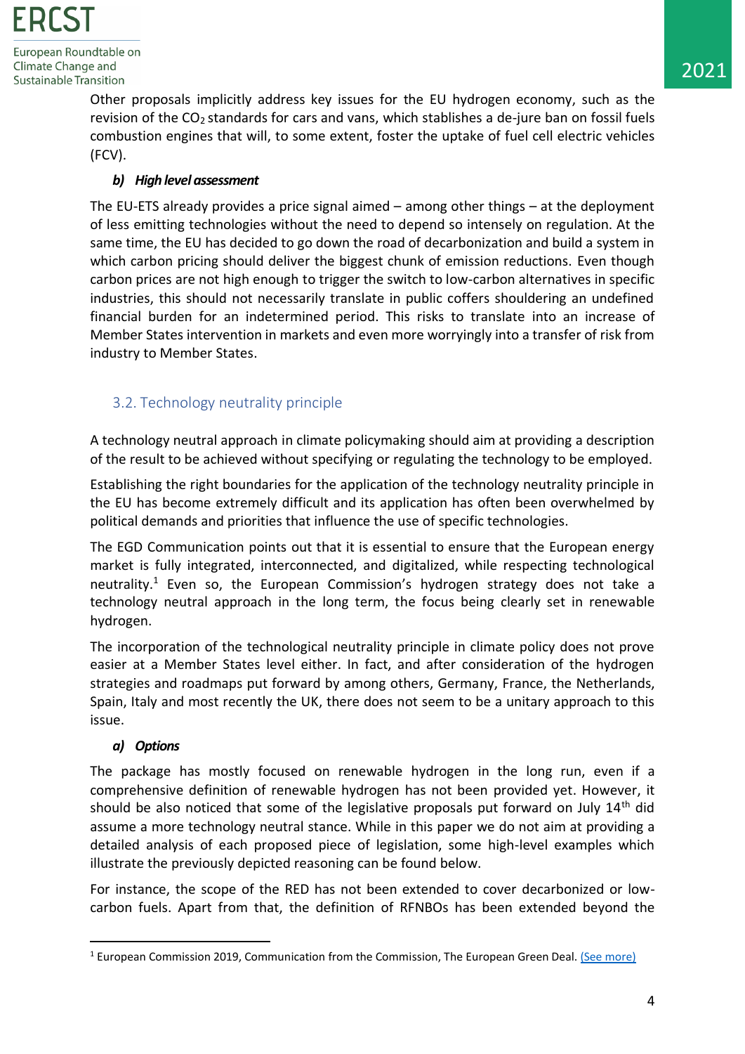Other proposals implicitly address key issues for the EU hydrogen economy, such as the revision of the $CO_2$ standards for cars and vans, which stablishes a de-jure ban on fossil fuels combustion engines that will, to some extent, foster the uptake of fuel cell electric vehicles (FCV).

### *b) High level assessment*

The EU-ETS already provides a price signal aimed – among other things – at the deployment of less emitting technologies without the need to depend so intensely on regulation. At the same time, the EU has decided to go down the road of decarbonization and build a system in which carbon pricing should deliver the biggest chunk of emission reductions. Even though carbon prices are not high enough to trigger the switch to low-carbon alternatives in specific industries, this should not necessarily translate in public coffers shouldering an undefined financial burden for an indetermined period. This risks to translate into an increase of Member States intervention in markets and even more worryingly into a transfer of risk from industry to Member States.

## 3.2. Technology neutrality principle

A technology neutral approach in climate policymaking should aim at providing a description of the result to be achieved without specifying or regulating the technology to be employed.

Establishing the right boundaries for the application of the technology neutrality principle in the EU has become extremely difficult and its application has often been overwhelmed by political demands and priorities that influence the use of specific technologies.

The EGD Communication points out that it is essential to ensure that the European energy market is fully integrated, interconnected, and digitalized, while respecting technological neutrality.[1] Even so, the European Commission's hydrogen strategy does not take a technology neutral approach in the long term, the focus being clearly set in renewable hydrogen.

The incorporation of the technological neutrality principle in climate policy does not prove easier at a Member States level either. In fact, and after consideration of the hydrogen strategies and roadmaps put forward by among others, Germany, France, the Netherlands, Spain, Italy and most recently the UK, there does not seem to be a unitary approach to this issue.

### *a) Options*

The package has mostly focused on renewable hydrogen in the long run, even if a comprehensive definition of renewable hydrogen has not been provided yet. However, it should be also noticed that some of the legislative proposals put forward on July 14th did assume a more technology neutral stance. While in this paper we do not aim at providing a detailed analysis of each proposed piece of legislation, some high-level examples which illustrate the previously depicted reasoning can be found below.

For instance, the scope of the RED has not been extended to cover decarbonized or low-carbon fuels. Apart from that, the definition of RFNBOs has been extended beyond the

---

[1] European Commission 2019, Communication from the Commission, The European Green Deal. (See more)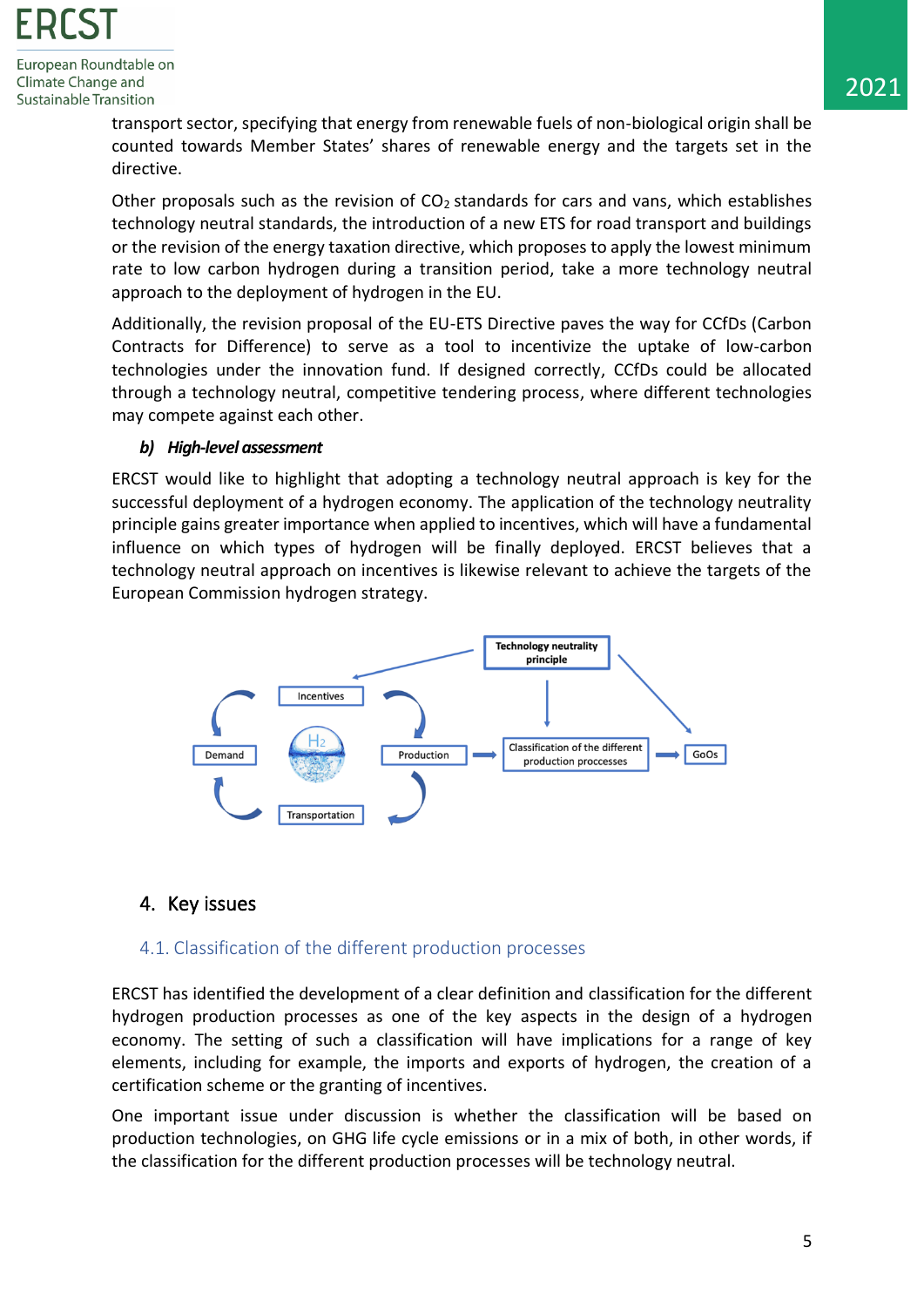transport sector, specifying that energy from renewable fuels of non-biological origin shall be counted towards Member States' shares of renewable energy and the targets set in the directive.

Other proposals such as the revision of $CO_2$ standards for cars and vans, which establishes technology neutral standards, the introduction of a new ETS for road transport and buildings or the revision of the energy taxation directive, which proposes to apply the lowest minimum rate to low carbon hydrogen during a transition period, take a more technology neutral approach to the deployment of hydrogen in the EU.

Additionally, the revision proposal of the EU-ETS Directive paves the way for CCfDs (Carbon Contracts for Difference) to serve as a tool to incentivize the uptake of low-carbon technologies under the innovation fund. If designed correctly, CCfDs could be allocated through a technology neutral, competitive tendering process, where different technologies may compete against each other.

***b) High-level assessment***

ERCST would like to highlight that adopting a technology neutral approach is key for the successful deployment of a hydrogen economy. The application of the technology neutrality principle gains greater importance when applied to incentives, which will have a fundamental influence on which types of hydrogen will be finally deployed. ERCST believes that a technology neutral approach on incentives is likewise relevant to achieve the targets of the European Commission hydrogen strategy.

## 4. Key issues

### 4.1. Classification of the different production processes

ERCST has identified the development of a clear definition and classification for the different hydrogen production processes as one of the key aspects in the design of a hydrogen economy. The setting of such a classification will have implications for a range of key elements, including for example, the imports and exports of hydrogen, the creation of a certification scheme or the granting of incentives.

One important issue under discussion is whether the classification will be based on production technologies, on GHG life cycle emissions or in a mix of both, in other words, if the classification for the different production processes will be technology neutral.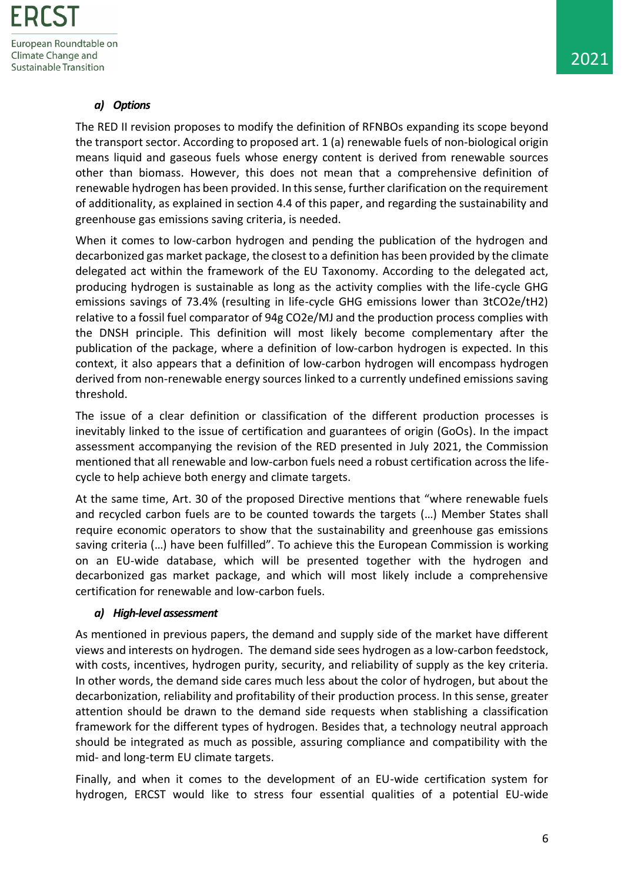### *a) Options*

The RED II revision proposes to modify the definition of RFNBOs expanding its scope beyond the transport sector. According to proposed art. 1 (a) renewable fuels of non-biological origin means liquid and gaseous fuels whose energy content is derived from renewable sources other than biomass. However, this does not mean that a comprehensive definition of renewable hydrogen has been provided. In this sense, further clarification on the requirement of additionality, as explained in section 4.4 of this paper, and regarding the sustainability and greenhouse gas emissions saving criteria, is needed.

When it comes to low-carbon hydrogen and pending the publication of the hydrogen and decarbonized gas market package, the closest to a definition has been provided by the climate delegated act within the framework of the EU Taxonomy. According to the delegated act, producing hydrogen is sustainable as long as the activity complies with the life-cycle GHG emissions savings of 73.4% (resulting in life-cycle GHG emissions lower than 3tCO2e/tH2) relative to a fossil fuel comparator of 94g CO2e/MJ and the production process complies with the DNSH principle. This definition will most likely become complementary after the publication of the package, where a definition of low-carbon hydrogen is expected. In this context, it also appears that a definition of low-carbon hydrogen will encompass hydrogen derived from non-renewable energy sources linked to a currently undefined emissions saving threshold.

The issue of a clear definition or classification of the different production processes is inevitably linked to the issue of certification and guarantees of origin (GoOs). In the impact assessment accompanying the revision of the RED presented in July 2021, the Commission mentioned that all renewable and low-carbon fuels need a robust certification across the life-cycle to help achieve both energy and climate targets.

At the same time, Art. 30 of the proposed Directive mentions that "where renewable fuels and recycled carbon fuels are to be counted towards the targets (…) Member States shall require economic operators to show that the sustainability and greenhouse gas emissions saving criteria (…) have been fulfilled". To achieve this the European Commission is working on an EU-wide database, which will be presented together with the hydrogen and decarbonized gas market package, and which will most likely include a comprehensive certification for renewable and low-carbon fuels.

### *a) High-level assessment*

As mentioned in previous papers, the demand and supply side of the market have different views and interests on hydrogen. The demand side sees hydrogen as a low-carbon feedstock, with costs, incentives, hydrogen purity, security, and reliability of supply as the key criteria. In other words, the demand side cares much less about the color of hydrogen, but about the decarbonization, reliability and profitability of their production process. In this sense, greater attention should be drawn to the demand side requests when stablishing a classification framework for the different types of hydrogen. Besides that, a technology neutral approach should be integrated as much as possible, assuring compliance and compatibility with the mid- and long-term EU climate targets.

Finally, and when it comes to the development of an EU-wide certification system for hydrogen, ERCST would like to stress four essential qualities of a potential EU-wide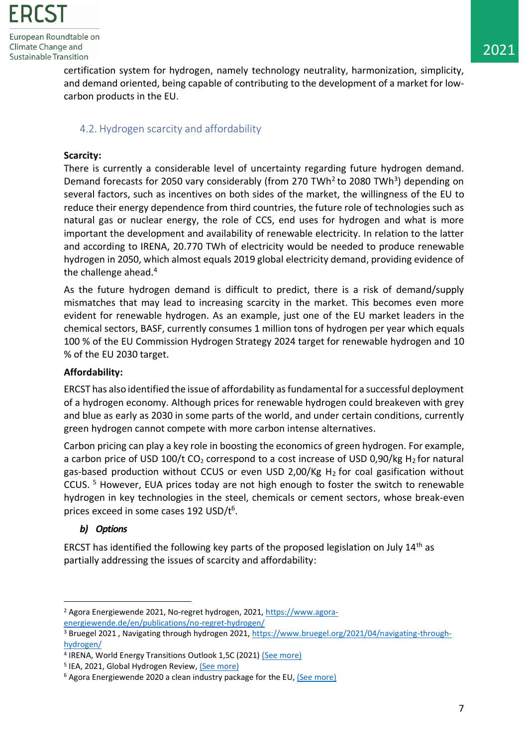certification system for hydrogen, namely technology neutrality, harmonization, simplicity, and demand oriented, being capable of contributing to the development of a market for low-carbon products in the EU.

### 4.2. Hydrogen scarcity and affordability

**Scarcity:**

There is currently a considerable level of uncertainty regarding future hydrogen demand. Demand forecasts for 2050 vary considerably (from 270 TWh[2] to 2080 TWh[3]) depending on several factors, such as incentives on both sides of the market, the willingness of the EU to reduce their energy dependence from third countries, the future role of technologies such as natural gas or nuclear energy, the role of CCS, end uses for hydrogen and what is more important the development and availability of renewable electricity. In relation to the latter and according to IRENA, 20.770 TWh of electricity would be needed to produce renewable hydrogen in 2050, which almost equals 2019 global electricity demand, providing evidence of the challenge ahead.[4]

As the future hydrogen demand is difficult to predict, there is a risk of demand/supply mismatches that may lead to increasing scarcity in the market. This becomes even more evident for renewable hydrogen. As an example, just one of the EU market leaders in the chemical sectors, BASF, currently consumes 1 million tons of hydrogen per year which equals 100 % of the EU Commission Hydrogen Strategy 2024 target for renewable hydrogen and 10 % of the EU 2030 target.

**Affordability:**

ERCST has also identified the issue of affordability as fundamental for a successful deployment of a hydrogen economy. Although prices for renewable hydrogen could breakeven with grey and blue as early as 2030 in some parts of the world, and under certain conditions, currently green hydrogen cannot compete with more carbon intense alternatives.

Carbon pricing can play a key role in boosting the economics of green hydrogen. For example, a carbon price of USD 100/t $CO_2$ correspond to a cost increase of USD 0,90/kg $H_2$ for natural gas-based production without CCUS or even USD 2,00/Kg $H_2$ for coal gasification without CCUS. [5] However, EUA prices today are not high enough to foster the switch to renewable hydrogen in key technologies in the steel, chemicals or cement sectors, whose break-even prices exceed in some cases 192 USD/t[6].

***b) Options***

ERCST has identified the following key parts of the proposed legislation on July 14th as partially addressing the issues of scarcity and affordability:

---

[2] Agora Energiewende 2021, No-regret hydrogen, 2021, https://www.agora-energiewende.de/en/publications/no-regret-hydrogen/

[3] Bruegel 2021 , Navigating through hydrogen 2021, https://www.bruegel.org/2021/04/navigating-through-hydrogen/

[4] IRENA, World Energy Transitions Outlook 1,5C (2021) (See more)

[5] IEA, 2021, Global Hydrogen Review, (See more)

[6] Agora Energiewende 2020 a clean industry package for the EU, (See more)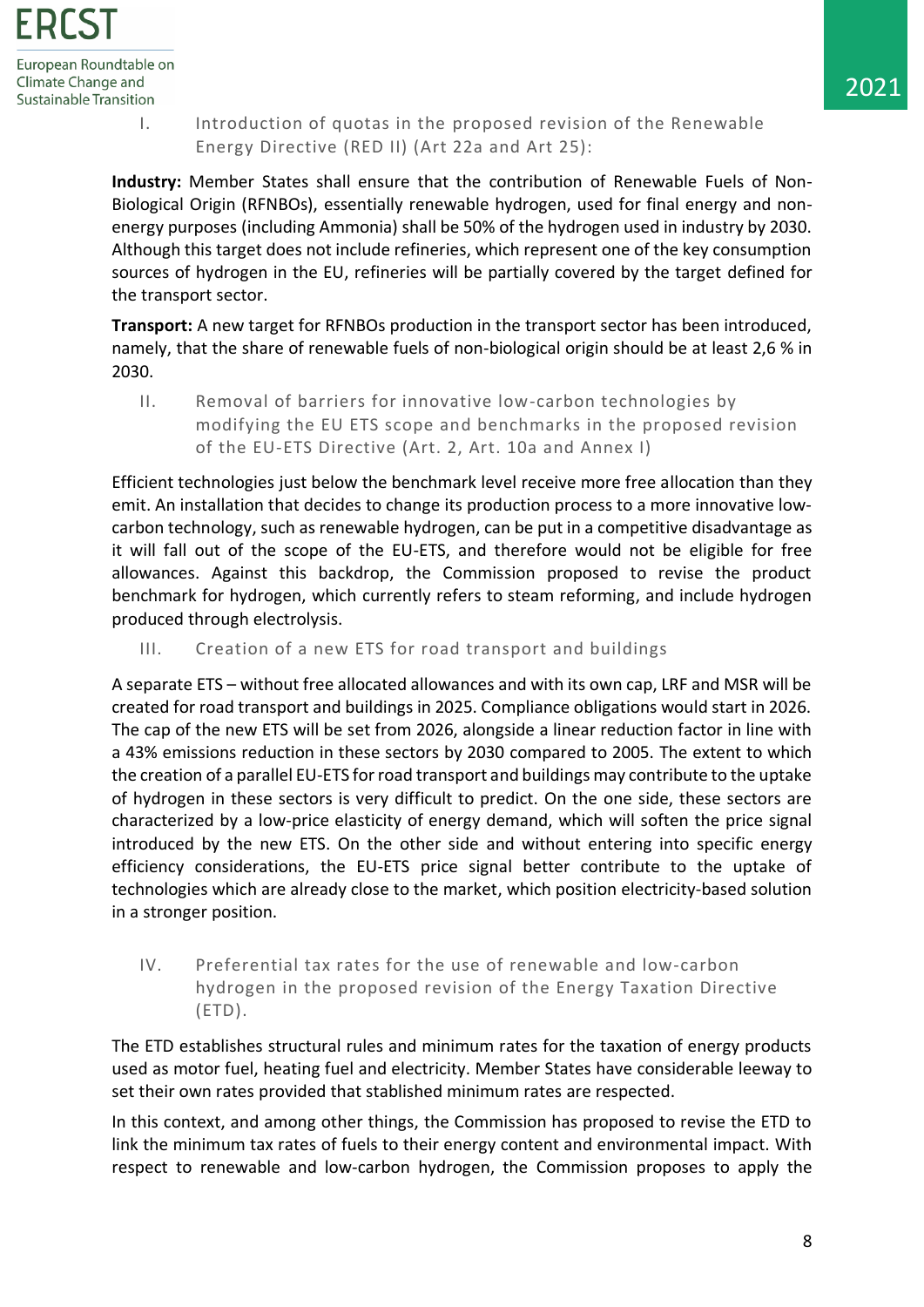I. Introduction of quotas in the proposed revision of the Renewable Energy Directive (RED II) (Art 22a and Art 25):

**Industry:** Member States shall ensure that the contribution of Renewable Fuels of Non-Biological Origin (RFNBOs), essentially renewable hydrogen, used for final energy and non-energy purposes (including Ammonia) shall be 50% of the hydrogen used in industry by 2030. Although this target does not include refineries, which represent one of the key consumption sources of hydrogen in the EU, refineries will be partially covered by the target defined for the transport sector.

**Transport:** A new target for RFNBOs production in the transport sector has been introduced, namely, that the share of renewable fuels of non-biological origin should be at least 2,6 % in 2030.

II. Removal of barriers for innovative low-carbon technologies by modifying the EU ETS scope and benchmarks in the proposed revision of the EU-ETS Directive (Art. 2, Art. 10a and Annex I)

Efficient technologies just below the benchmark level receive more free allocation than they emit. An installation that decides to change its production process to a more innovative low-carbon technology, such as renewable hydrogen, can be put in a competitive disadvantage as it will fall out of the scope of the EU-ETS, and therefore would not be eligible for free allowances. Against this backdrop, the Commission proposed to revise the product benchmark for hydrogen, which currently refers to steam reforming, and include hydrogen produced through electrolysis.

III. Creation of a new ETS for road transport and buildings

A separate ETS – without free allocated allowances and with its own cap, LRF and MSR will be created for road transport and buildings in 2025. Compliance obligations would start in 2026. The cap of the new ETS will be set from 2026, alongside a linear reduction factor in line with a 43% emissions reduction in these sectors by 2030 compared to 2005. The extent to which the creation of a parallel EU-ETS for road transport and buildings may contribute to the uptake of hydrogen in these sectors is very difficult to predict. On the one side, these sectors are characterized by a low-price elasticity of energy demand, which will soften the price signal introduced by the new ETS. On the other side and without entering into specific energy efficiency considerations, the EU-ETS price signal better contribute to the uptake of technologies which are already close to the market, which position electricity-based solution in a stronger position.

IV. Preferential tax rates for the use of renewable and low-carbon hydrogen in the proposed revision of the Energy Taxation Directive (ETD).

The ETD establishes structural rules and minimum rates for the taxation of energy products used as motor fuel, heating fuel and electricity. Member States have considerable leeway to set their own rates provided that stablished minimum rates are respected.

In this context, and among other things, the Commission has proposed to revise the ETD to link the minimum tax rates of fuels to their energy content and environmental impact. With respect to renewable and low-carbon hydrogen, the Commission proposes to apply the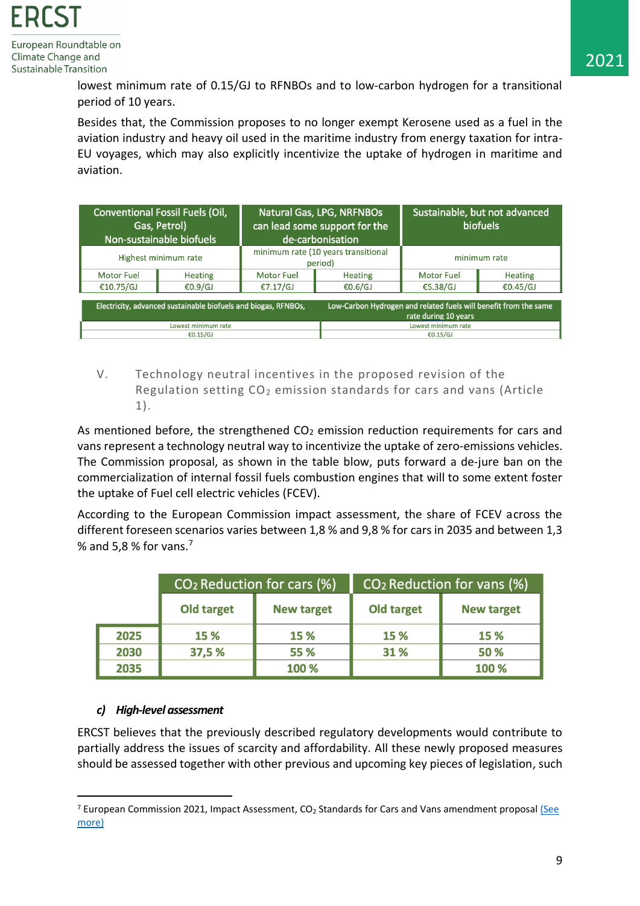lowest minimum rate of 0.15/GJ to RFNBOs and to low-carbon hydrogen for a transitional period of 10 years.

Besides that, the Commission proposes to no longer exempt Kerosene used as a fuel in the aviation industry and heavy oil used in the maritime industry from energy taxation for intra-EU voyages, which may also explicitly incentivize the uptake of hydrogen in maritime and aviation.

| Conventional Fossil Fuels (Oil, Gas, Petrol) Non-sustainable biofuels | | Natural Gas, LPG, NRFNBOs can lead some support for the de-carbonisation | | Sustainable, but not advanced biofuels | |
|---|---|---|---|---|---|
| Highest minimum rate | | minimum rate (10 years transitional period) | | minimum rate | |
| Motor Fuel | Heating | Motor Fuel | Heating | Motor Fuel | Heating |
| €10.75/GJ | €0.9/GJ | €7.17/GJ | €0.6/GJ | €5.38/GJ | €0.45/GJ |

| Electricity, advanced sustainable biofuels and biogas, RFNBOs, | Low-Carbon Hydrogen and related fuels will benefit from the same rate during 10 years |
|---|---|
| Lowest minimum rate | Lowest minimum rate |
| €0.15/GJ | €0.15/GJ |

V. Technology neutral incentives in the proposed revision of the Regulation setting $CO_2$ emission standards for cars and vans (Article 1).

As mentioned before, the strengthened $CO_2$ emission reduction requirements for cars and vans represent a technology neutral way to incentivize the uptake of zero-emissions vehicles. The Commission proposal, as shown in the table blow, puts forward a de-jure ban on the commercialization of internal fossil fuels combustion engines that will to some extent foster the uptake of Fuel cell electric vehicles (FCEV).

According to the European Commission impact assessment, the share of FCEV across the different foreseen scenarios varies between 1,8 % and 9,8 % for cars in 2035 and between 1,3 % and 5,8 % for vans.[7]

| | $CO_2$ Reduction for cars (%) | | $CO_2$ Reduction for vans (%) | |
|---|---|---|---|---|
| | Old target | New target | Old target | New target |
| 2025 | 15 % | 15 % | 15 % | 15 % |
| 2030 | 37,5 % | 55 % | 31 % | 50 % |
| 2035 | | 100 % | | 100 % |

#### *c) High-level assessment*

ERCST believes that the previously described regulatory developments would contribute to partially address the issues of scarcity and affordability. All these newly proposed measures should be assessed together with other previous and upcoming key pieces of legislation, such

[7] European Commission 2021, Impact Assessment, $CO_2$ Standards for Cars and Vans amendment proposal (See more)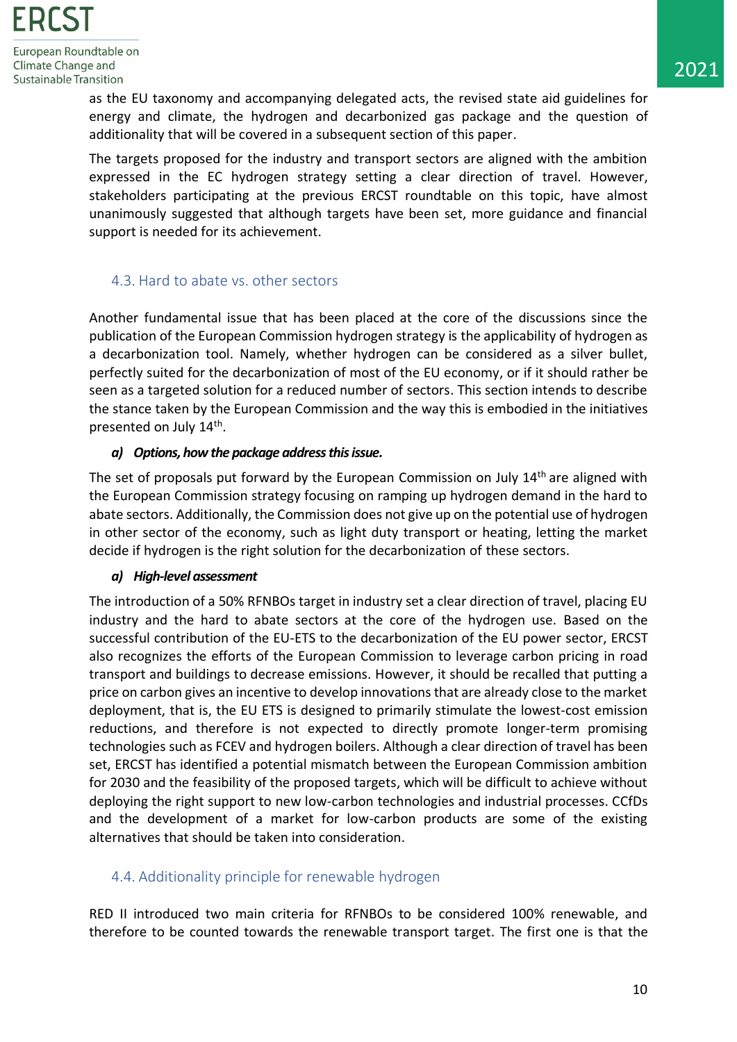as the EU taxonomy and accompanying delegated acts, the revised state aid guidelines for energy and climate, the hydrogen and decarbonized gas package and the question of additionality that will be covered in a subsequent section of this paper.

The targets proposed for the industry and transport sectors are aligned with the ambition expressed in the EC hydrogen strategy setting a clear direction of travel. However, stakeholders participating at the previous ERCST roundtable on this topic, have almost unanimously suggested that although targets have been set, more guidance and financial support is needed for its achievement.

### 4.3. Hard to abate vs. other sectors

Another fundamental issue that has been placed at the core of the discussions since the publication of the European Commission hydrogen strategy is the applicability of hydrogen as a decarbonization tool. Namely, whether hydrogen can be considered as a silver bullet, perfectly suited for the decarbonization of most of the EU economy, or if it should rather be seen as a targeted solution for a reduced number of sectors. This section intends to describe the stance taken by the European Commission and the way this is embodied in the initiatives presented on July 14th.

***a) Options, how the package address this issue.***

The set of proposals put forward by the European Commission on July 14th are aligned with the European Commission strategy focusing on ramping up hydrogen demand in the hard to abate sectors. Additionally, the Commission does not give up on the potential use of hydrogen in other sector of the economy, such as light duty transport or heating, letting the market decide if hydrogen is the right solution for the decarbonization of these sectors.

***a) High-level assessment***

The introduction of a 50% RFNBOs target in industry set a clear direction of travel, placing EU industry and the hard to abate sectors at the core of the hydrogen use. Based on the successful contribution of the EU-ETS to the decarbonization of the EU power sector, ERCST also recognizes the efforts of the European Commission to leverage carbon pricing in road transport and buildings to decrease emissions. However, it should be recalled that putting a price on carbon gives an incentive to develop innovations that are already close to the market deployment, that is, the EU ETS is designed to primarily stimulate the lowest-cost emission reductions, and therefore is not expected to directly promote longer-term promising technologies such as FCEV and hydrogen boilers. Although a clear direction of travel has been set, ERCST has identified a potential mismatch between the European Commission ambition for 2030 and the feasibility of the proposed targets, which will be difficult to achieve without deploying the right support to new low-carbon technologies and industrial processes. CCfDs and the development of a market for low-carbon products are some of the existing alternatives that should be taken into consideration.

### 4.4. Additionality principle for renewable hydrogen

RED II introduced two main criteria for RFNBOs to be considered 100% renewable, and therefore to be counted towards the renewable transport target. The first one is that the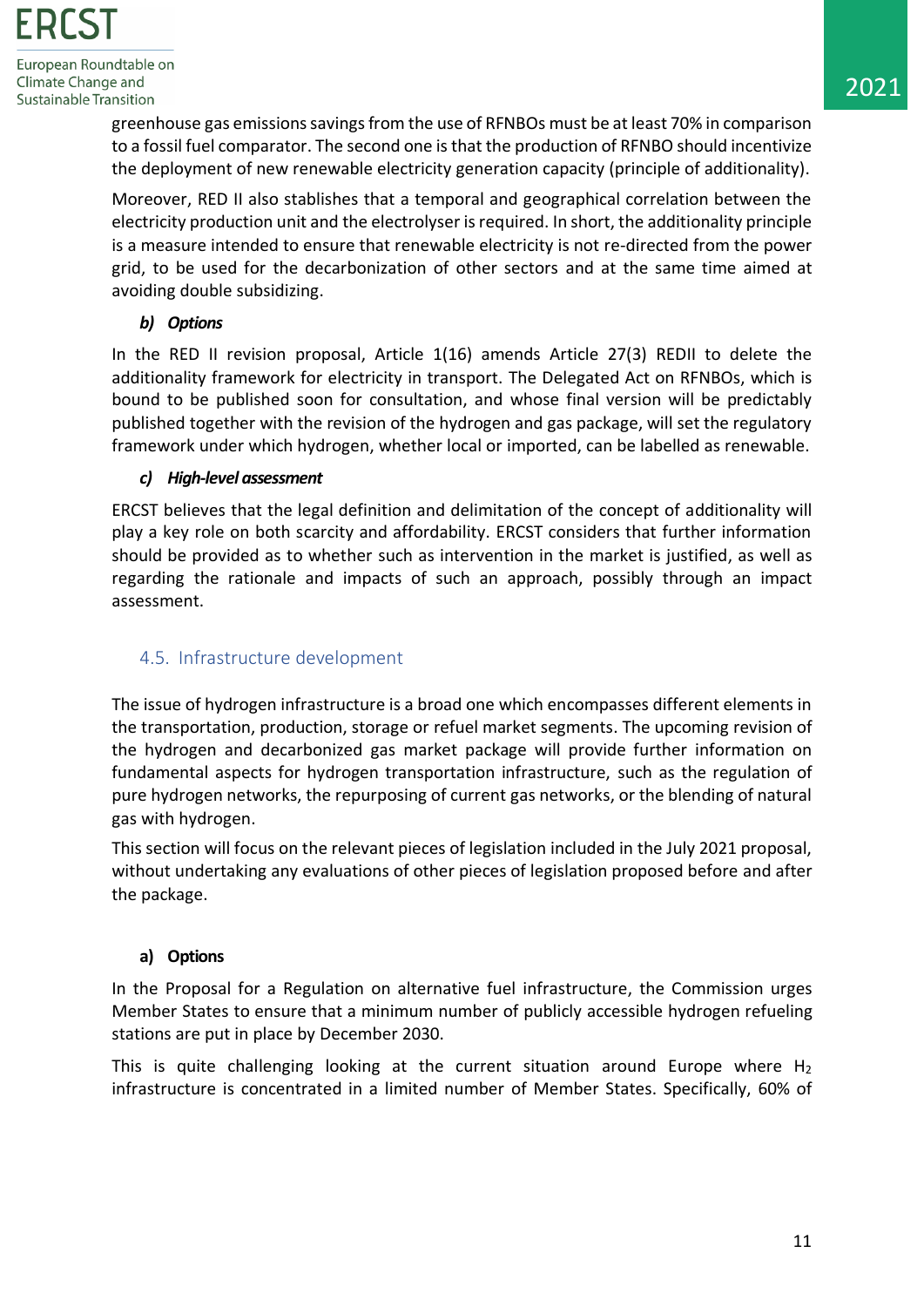greenhouse gas emissions savings from the use of RFNBOs must be at least 70% in comparison to a fossil fuel comparator. The second one is that the production of RFNBO should incentivize the deployment of new renewable electricity generation capacity (principle of additionality).

Moreover, RED II also stablishes that a temporal and geographical correlation between the electricity production unit and the electrolyser is required. In short, the additionality principle is a measure intended to ensure that renewable electricity is not re-directed from the power grid, to be used for the decarbonization of other sectors and at the same time aimed at avoiding double subsidizing.

#### *b) Options*

In the RED II revision proposal, Article 1(16) amends Article 27(3) REDII to delete the additionality framework for electricity in transport. The Delegated Act on RFNBOs, which is bound to be published soon for consultation, and whose final version will be predictably published together with the revision of the hydrogen and gas package, will set the regulatory framework under which hydrogen, whether local or imported, can be labelled as renewable.

#### *c) High-level assessment*

ERCST believes that the legal definition and delimitation of the concept of additionality will play a key role on both scarcity and affordability. ERCST considers that further information should be provided as to whether such as intervention in the market is justified, as well as regarding the rationale and impacts of such an approach, possibly through an impact assessment.

## 4.5. Infrastructure development

The issue of hydrogen infrastructure is a broad one which encompasses different elements in the transportation, production, storage or refuel market segments. The upcoming revision of the hydrogen and decarbonized gas market package will provide further information on fundamental aspects for hydrogen transportation infrastructure, such as the regulation of pure hydrogen networks, the repurposing of current gas networks, or the blending of natural gas with hydrogen.

This section will focus on the relevant pieces of legislation included in the July 2021 proposal, without undertaking any evaluations of other pieces of legislation proposed before and after the package.

#### **a) Options**

In the Proposal for a Regulation on alternative fuel infrastructure, the Commission urges Member States to ensure that a minimum number of publicly accessible hydrogen refueling stations are put in place by December 2030.

This is quite challenging looking at the current situation around Europe where $H_2$ infrastructure is concentrated in a limited number of Member States. Specifically, 60% of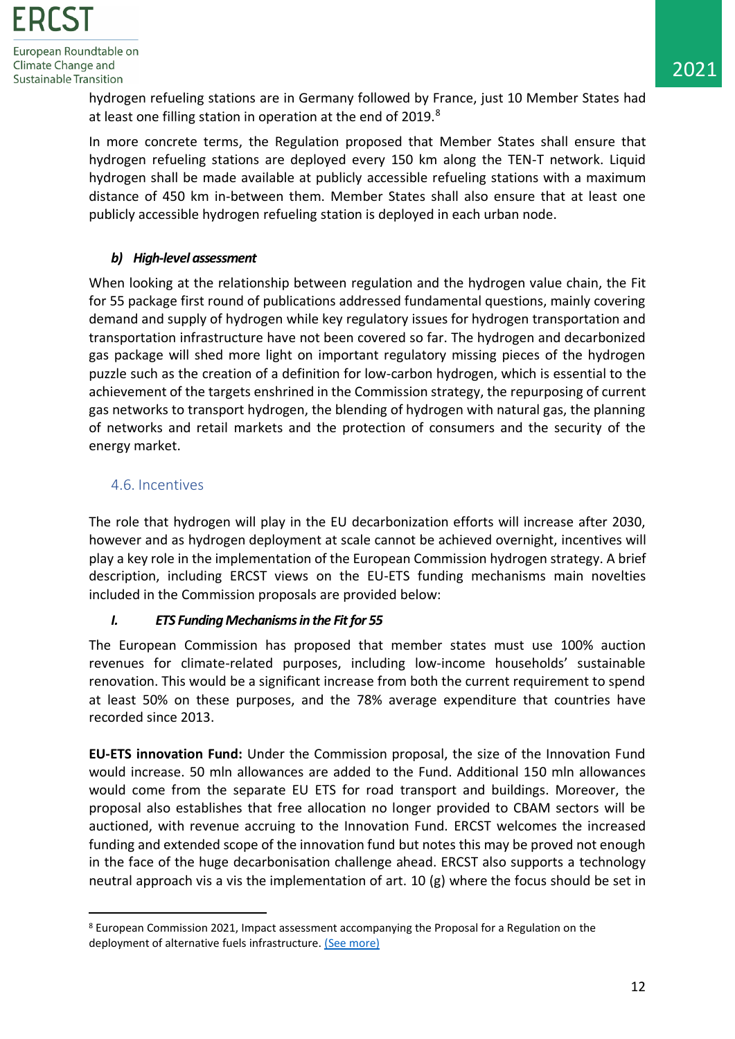hydrogen refueling stations are in Germany followed by France, just 10 Member States had at least one filling station in operation at the end of 2019.[8]

In more concrete terms, the Regulation proposed that Member States shall ensure that hydrogen refueling stations are deployed every 150 km along the TEN-T network. Liquid hydrogen shall be made available at publicly accessible refueling stations with a maximum distance of 450 km in-between them. Member States shall also ensure that at least one publicly accessible hydrogen refueling station is deployed in each urban node.

#### *b) High-level assessment*

When looking at the relationship between regulation and the hydrogen value chain, the Fit for 55 package first round of publications addressed fundamental questions, mainly covering demand and supply of hydrogen while key regulatory issues for hydrogen transportation and transportation infrastructure have not been covered so far. The hydrogen and decarbonized gas package will shed more light on important regulatory missing pieces of the hydrogen puzzle such as the creation of a definition for low-carbon hydrogen, which is essential to the achievement of the targets enshrined in the Commission strategy, the repurposing of current gas networks to transport hydrogen, the blending of hydrogen with natural gas, the planning of networks and retail markets and the protection of consumers and the security of the energy market.

### 4.6. Incentives

The role that hydrogen will play in the EU decarbonization efforts will increase after 2030, however and as hydrogen deployment at scale cannot be achieved overnight, incentives will play a key role in the implementation of the European Commission hydrogen strategy. A brief description, including ERCST views on the EU-ETS funding mechanisms main novelties included in the Commission proposals are provided below:

#### *I. ETS Funding Mechanisms in the Fit for 55*

The European Commission has proposed that member states must use 100% auction revenues for climate-related purposes, including low-income households' sustainable renovation. This would be a significant increase from both the current requirement to spend at least 50% on these purposes, and the 78% average expenditure that countries have recorded since 2013.

**EU-ETS innovation Fund:** Under the Commission proposal, the size of the Innovation Fund would increase. 50 mln allowances are added to the Fund. Additional 150 mln allowances would come from the separate EU ETS for road transport and buildings. Moreover, the proposal also establishes that free allocation no longer provided to CBAM sectors will be auctioned, with revenue accruing to the Innovation Fund. ERCST welcomes the increased funding and extended scope of the innovation fund but notes this may be proved not enough in the face of the huge decarbonisation challenge ahead. ERCST also supports a technology neutral approach vis a vis the implementation of art. 10 (g) where the focus should be set in

[8] European Commission 2021, Impact assessment accompanying the Proposal for a Regulation on the deployment of alternative fuels infrastructure. (See more)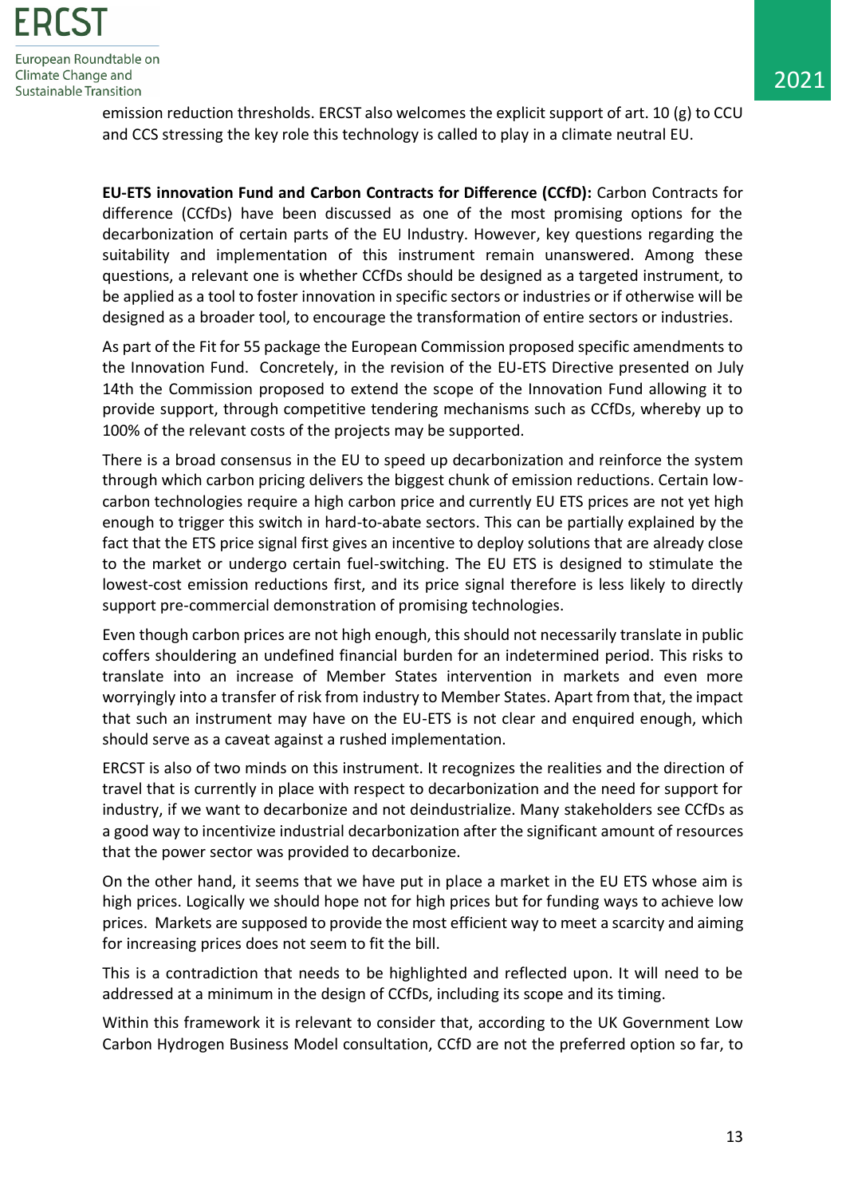emission reduction thresholds. ERCST also welcomes the explicit support of art. 10 (g) to CCU and CCS stressing the key role this technology is called to play in a climate neutral EU.

**EU-ETS innovation Fund and Carbon Contracts for Difference (CCfD):** Carbon Contracts for difference (CCfDs) have been discussed as one of the most promising options for the decarbonization of certain parts of the EU Industry. However, key questions regarding the suitability and implementation of this instrument remain unanswered. Among these questions, a relevant one is whether CCfDs should be designed as a targeted instrument, to be applied as a tool to foster innovation in specific sectors or industries or if otherwise will be designed as a broader tool, to encourage the transformation of entire sectors or industries.

As part of the Fit for 55 package the European Commission proposed specific amendments to the Innovation Fund. Concretely, in the revision of the EU-ETS Directive presented on July 14th the Commission proposed to extend the scope of the Innovation Fund allowing it to provide support, through competitive tendering mechanisms such as CCfDs, whereby up to 100% of the relevant costs of the projects may be supported.

There is a broad consensus in the EU to speed up decarbonization and reinforce the system through which carbon pricing delivers the biggest chunk of emission reductions. Certain low-carbon technologies require a high carbon price and currently EU ETS prices are not yet high enough to trigger this switch in hard-to-abate sectors. This can be partially explained by the fact that the ETS price signal first gives an incentive to deploy solutions that are already close to the market or undergo certain fuel-switching. The EU ETS is designed to stimulate the lowest-cost emission reductions first, and its price signal therefore is less likely to directly support pre-commercial demonstration of promising technologies.

Even though carbon prices are not high enough, this should not necessarily translate in public coffers shouldering an undefined financial burden for an indetermined period. This risks to translate into an increase of Member States intervention in markets and even more worryingly into a transfer of risk from industry to Member States. Apart from that, the impact that such an instrument may have on the EU-ETS is not clear and enquired enough, which should serve as a caveat against a rushed implementation.

ERCST is also of two minds on this instrument. It recognizes the realities and the direction of travel that is currently in place with respect to decarbonization and the need for support for industry, if we want to decarbonize and not deindustrialize. Many stakeholders see CCfDs as a good way to incentivize industrial decarbonization after the significant amount of resources that the power sector was provided to decarbonize.

On the other hand, it seems that we have put in place a market in the EU ETS whose aim is high prices. Logically we should hope not for high prices but for funding ways to achieve low prices. Markets are supposed to provide the most efficient way to meet a scarcity and aiming for increasing prices does not seem to fit the bill.

This is a contradiction that needs to be highlighted and reflected upon. It will need to be addressed at a minimum in the design of CCfDs, including its scope and its timing.

Within this framework it is relevant to consider that, according to the UK Government Low Carbon Hydrogen Business Model consultation, CCfD are not the preferred option so far, to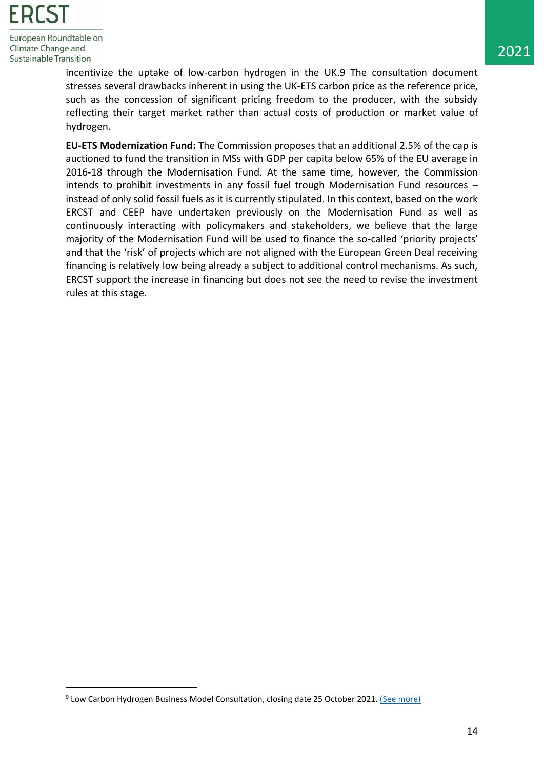incentivize the uptake of low-carbon hydrogen in the UK.[9] The consultation document stresses several drawbacks inherent in using the UK-ETS carbon price as the reference price, such as the concession of significant pricing freedom to the producer, with the subsidy reflecting their target market rather than actual costs of production or market value of hydrogen.

**EU-ETS Modernization Fund:** The Commission proposes that an additional 2.5% of the cap is auctioned to fund the transition in MSs with GDP per capita below 65% of the EU average in 2016-18 through the Modernisation Fund. At the same time, however, the Commission intends to prohibit investments in any fossil fuel trough Modernisation Fund resources – instead of only solid fossil fuels as it is currently stipulated. In this context, based on the work ERCST and CEEP have undertaken previously on the Modernisation Fund as well as continuously interacting with policymakers and stakeholders, we believe that the large majority of the Modernisation Fund will be used to finance the so-called 'priority projects' and that the 'risk' of projects which are not aligned with the European Green Deal receiving financing is relatively low being already a subject to additional control mechanisms. As such, ERCST support the increase in financing but does not see the need to revise the investment rules at this stage.

[9] Low Carbon Hydrogen Business Model Consultation, closing date 25 October 2021. [(See more)]()